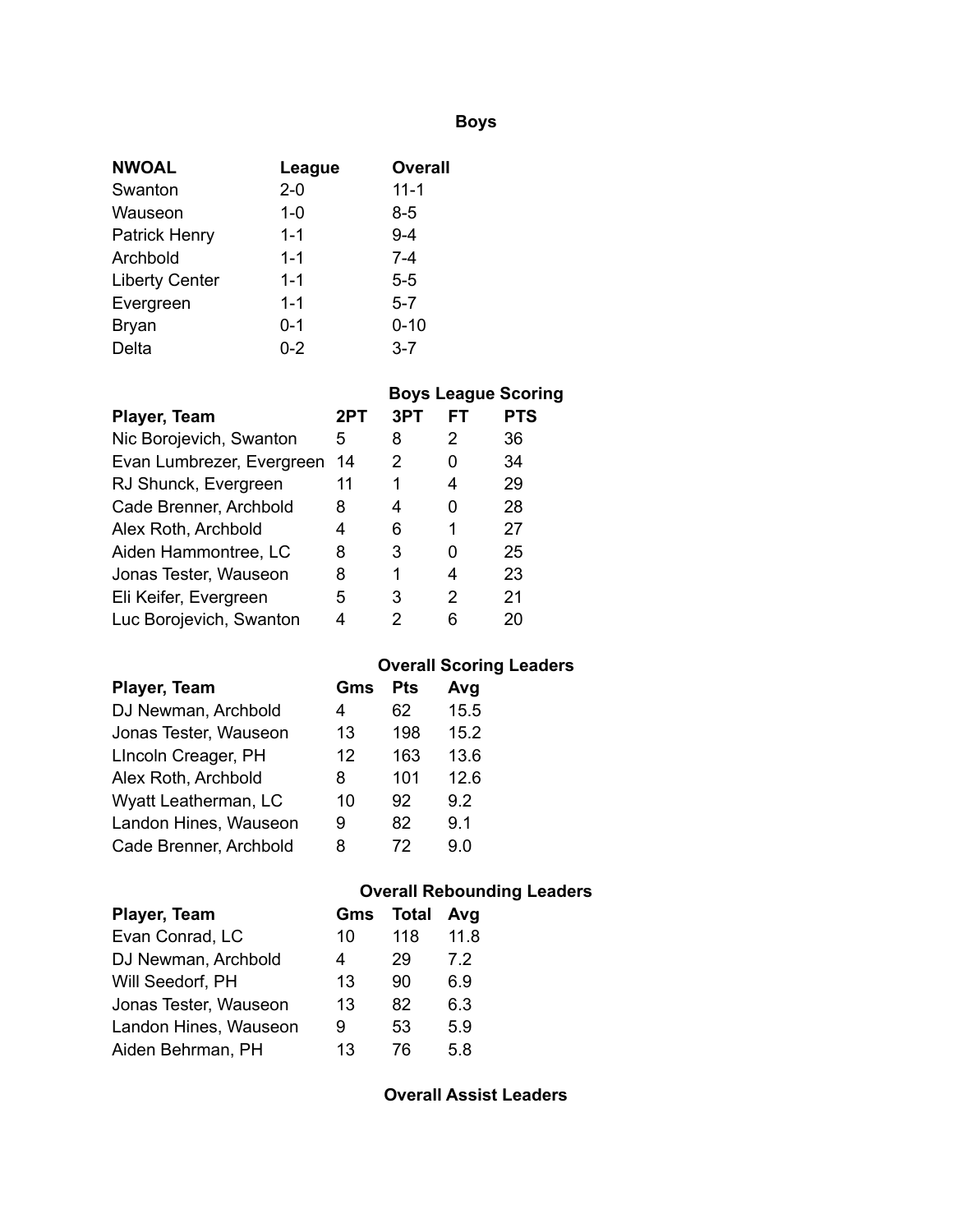# Boys

| NWOAL | League | Overall |
|---|---|---|
| Swanton | 2-0 | 11-1 |
| Wauseon | 1-0 | 8-5 |
| Patrick Henry | 1-1 | 9-4 |
| Archbold | 1-1 | 7-4 |
| Liberty Center | 1-1 | 5-5 |
| Evergreen | 1-1 | 5-7 |
| Bryan | 0-1 | 0-10 |
| Delta | 0-2 | 3-7 |

## Boys League Scoring

| Player, Team | 2PT | 3PT | FT | PTS |
|---|---|---|---|---|
| Nic Borojevich, Swanton | 5 | 8 | 2 | 36 |
| Evan Lumbrezer, Evergreen | 14 | 2 | 0 | 34 |
| RJ Shunck, Evergreen | 11 | 1 | 4 | 29 |
| Cade Brenner, Archbold | 8 | 4 | 0 | 28 |
| Alex Roth, Archbold | 4 | 6 | 1 | 27 |
| Aiden Hammontree, LC | 8 | 3 | 0 | 25 |
| Jonas Tester, Wauseon | 8 | 1 | 4 | 23 |
| Eli Keifer, Evergreen | 5 | 3 | 2 | 21 |
| Luc Borojevich, Swanton | 4 | 2 | 6 | 20 |

## Overall Scoring Leaders

| Player, Team | Gms | Pts | Avg |
|---|---|---|---|
| DJ Newman, Archbold | 4 | 62 | 15.5 |
| Jonas Tester, Wauseon | 13 | 198 | 15.2 |
| LIncoln Creager, PH | 12 | 163 | 13.6 |
| Alex Roth, Archbold | 8 | 101 | 12.6 |
| Wyatt Leatherman, LC | 10 | 92 | 9.2 |
| Landon Hines, Wauseon | 9 | 82 | 9.1 |
| Cade Brenner, Archbold | 8 | 72 | 9.0 |

## Overall Rebounding Leaders

| Player, Team | Gms | Total | Avg |
|---|---|---|---|
| Evan Conrad, LC | 10 | 118 | 11.8 |
| DJ Newman, Archbold | 4 | 29 | 7.2 |
| Will Seedorf, PH | 13 | 90 | 6.9 |
| Jonas Tester, Wauseon | 13 | 82 | 6.3 |
| Landon Hines, Wauseon | 9 | 53 | 5.9 |
| Aiden Behrman, PH | 13 | 76 | 5.8 |

## Overall Assist Leaders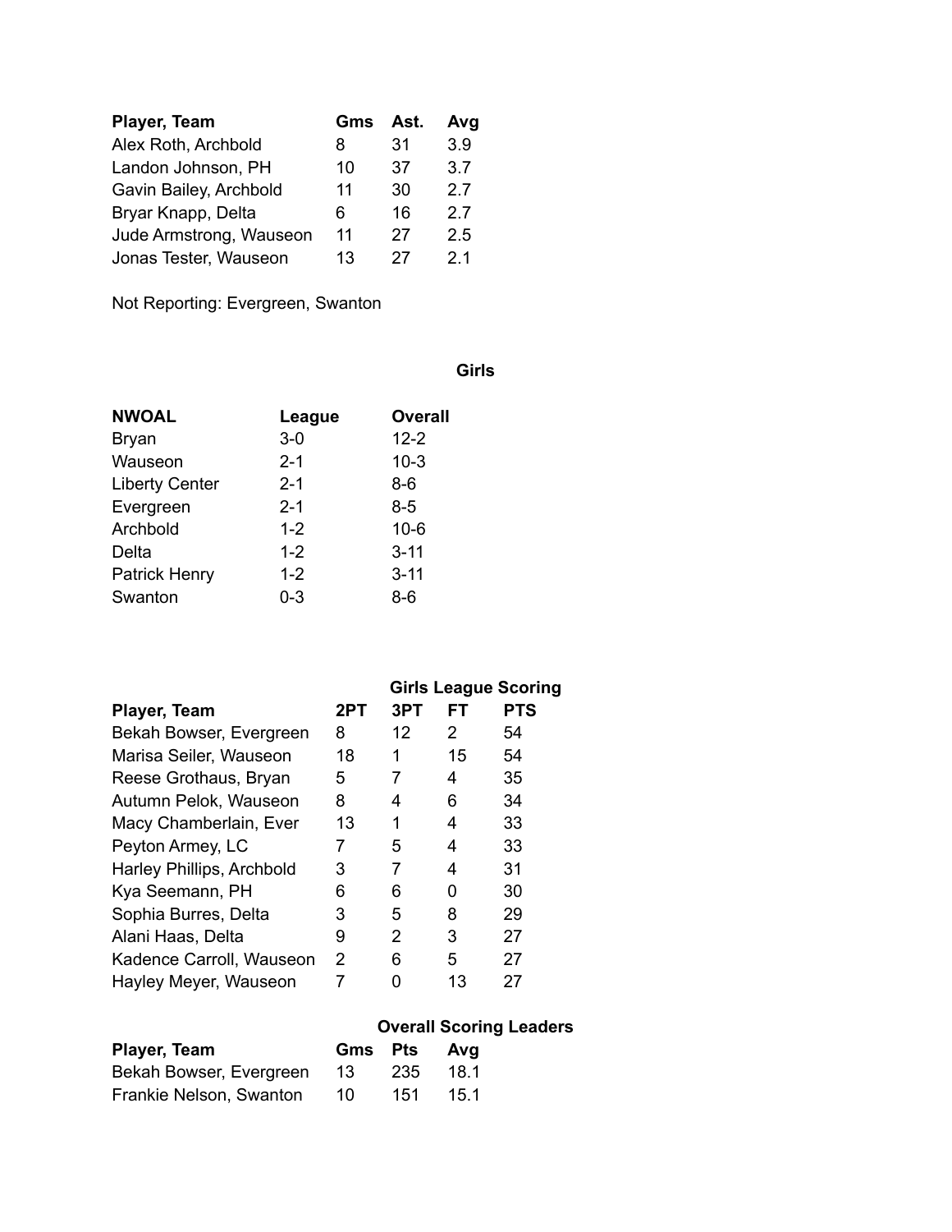| Player, Team | Gms | Ast. | Avg |
|---|---|---|---|
| Alex Roth, Archbold | 8 | 31 | 3.9 |
| Landon Johnson, PH | 10 | 37 | 3.7 |
| Gavin Bailey, Archbold | 11 | 30 | 2.7 |
| Bryar Knapp, Delta | 6 | 16 | 2.7 |
| Jude Armstrong, Wauseon | 11 | 27 | 2.5 |
| Jonas Tester, Wauseon | 13 | 27 | 2.1 |

Not Reporting: Evergreen, Swanton

## Girls

| NWOAL | League | Overall |
|---|---|---|
| Bryan | 3-0 | 12-2 |
| Wauseon | 2-1 | 10-3 |
| Liberty Center | 2-1 | 8-6 |
| Evergreen | 2-1 | 8-5 |
| Archbold | 1-2 | 10-6 |
| Delta | 1-2 | 3-11 |
| Patrick Henry | 1-2 | 3-11 |
| Swanton | 0-3 | 8-6 |

### Girls League Scoring

| Player, Team | 2PT | 3PT | FT | PTS |
|---|---|---|---|---|
| Bekah Bowser, Evergreen | 8 | 12 | 2 | 54 |
| Marisa Seiler, Wauseon | 18 | 1 | 15 | 54 |
| Reese Grothaus, Bryan | 5 | 7 | 4 | 35 |
| Autumn Pelok, Wauseon | 8 | 4 | 6 | 34 |
| Macy Chamberlain, Ever | 13 | 1 | 4 | 33 |
| Peyton Armey, LC | 7 | 5 | 4 | 33 |
| Harley Phillips, Archbold | 3 | 7 | 4 | 31 |
| Kya Seemann, PH | 6 | 6 | 0 | 30 |
| Sophia Burres, Delta | 3 | 5 | 8 | 29 |
| Alani Haas, Delta | 9 | 2 | 3 | 27 |
| Kadence Carroll, Wauseon | 2 | 6 | 5 | 27 |
| Hayley Meyer, Wauseon | 7 | 0 | 13 | 27 |

### Overall Scoring Leaders

| Player, Team | Gms | Pts | Avg |
|---|---|---|---|
| Bekah Bowser, Evergreen | 13 | 235 | 18.1 |
| Frankie Nelson, Swanton | 10 | 151 | 15.1 |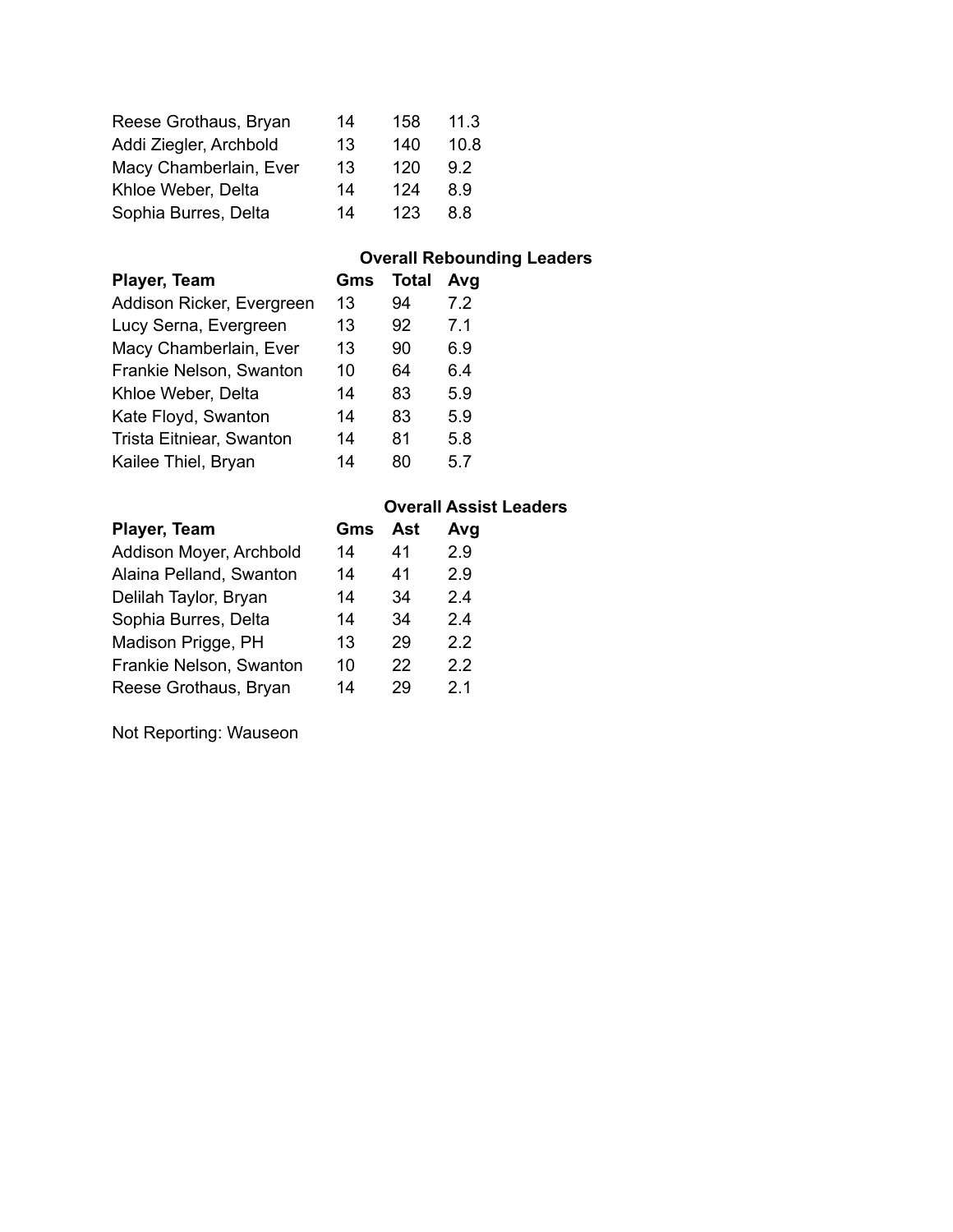| | | | |
|---|---|---|---|
| Reese Grothaus, Bryan | 14 | 158 | 11.3 |
| Addi Ziegler, Archbold | 13 | 140 | 10.8 |
| Macy Chamberlain, Ever | 13 | 120 | 9.2 |
| Khloe Weber, Delta | 14 | 124 | 8.9 |
| Sophia Burres, Delta | 14 | 123 | 8.8 |

**Overall Rebounding Leaders**

| **Player, Team** | **Gms** | **Total** | **Avg** |
|---|---|---|---|
| Addison Ricker, Evergreen | 13 | 94 | 7.2 |
| Lucy Serna, Evergreen | 13 | 92 | 7.1 |
| Macy Chamberlain, Ever | 13 | 90 | 6.9 |
| Frankie Nelson, Swanton | 10 | 64 | 6.4 |
| Khloe Weber, Delta | 14 | 83 | 5.9 |
| Kate Floyd, Swanton | 14 | 83 | 5.9 |
| Trista Eitniear, Swanton | 14 | 81 | 5.8 |
| Kailee Thiel, Bryan | 14 | 80 | 5.7 |

**Overall Assist Leaders**

| **Player, Team** | **Gms** | **Ast** | **Avg** |
|---|---|---|---|
| Addison Moyer, Archbold | 14 | 41 | 2.9 |
| Alaina Pelland, Swanton | 14 | 41 | 2.9 |
| Delilah Taylor, Bryan | 14 | 34 | 2.4 |
| Sophia Burres, Delta | 14 | 34 | 2.4 |
| Madison Prigge, PH | 13 | 29 | 2.2 |
| Frankie Nelson, Swanton | 10 | 22 | 2.2 |
| Reese Grothaus, Bryan | 14 | 29 | 2.1 |

Not Reporting: Wauseon